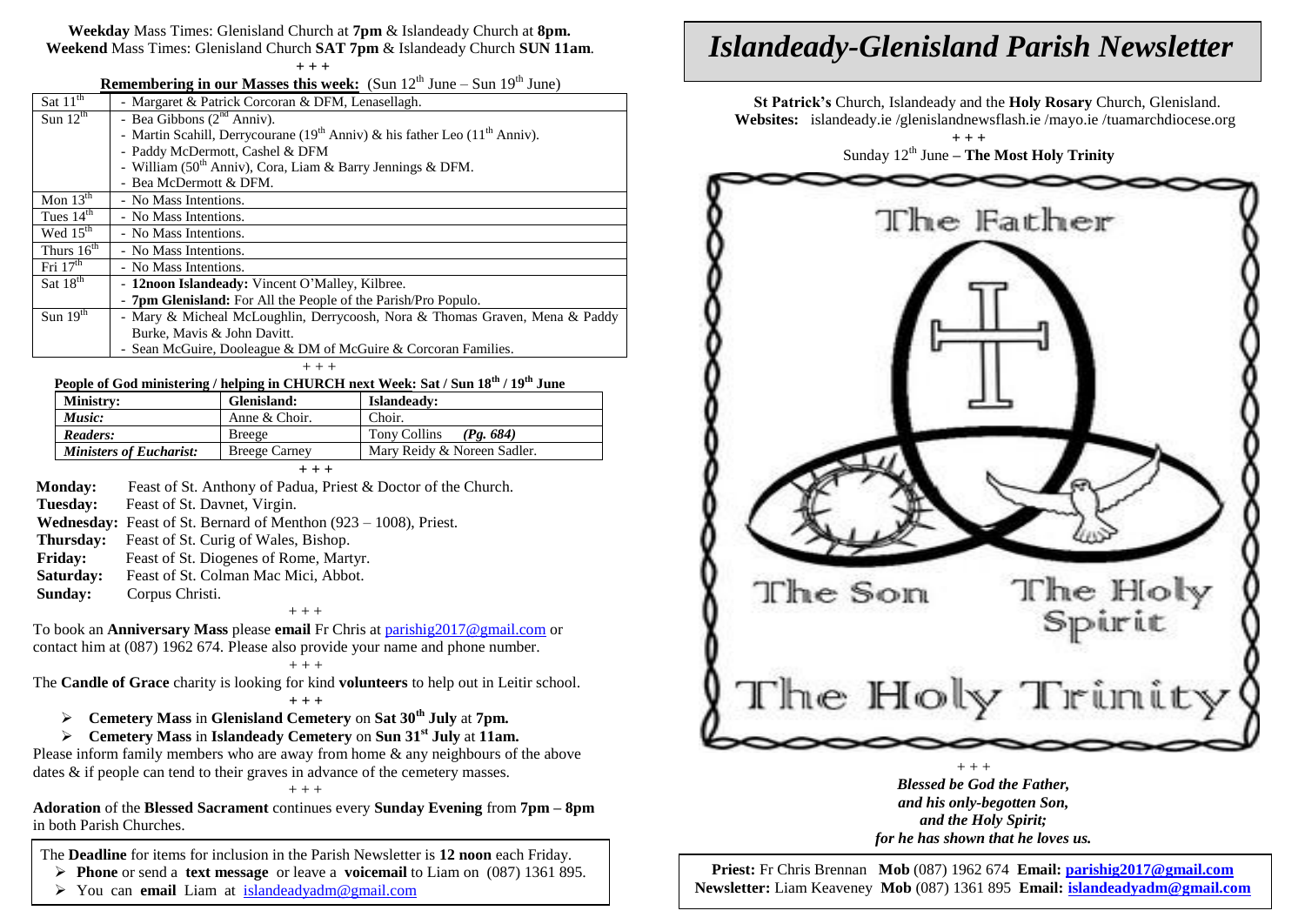**Weekday** Mass Times: Glenisland Church at **7pm** & Islandeady Church at **8pm.**
**Weekend** Mass Times: Glenisland Church **SAT 7pm** & Islandeady Church **SUN 11am**.

+ + +

**Remembering in our Masses this week:** (Sun 12th June – Sun 19th June)

| | |
|---|---|
| Sat 11th | - Margaret & Patrick Corcoran & DFM, Lenasellagh. |
| Sun 12th | - Bea Gibbons (2nd Anniv). <br> - Martin Scahill, Derrycourane (19th Anniv) & his father Leo (11th Anniv). <br> - Paddy McDermott, Cashel & DFM <br> - William (50th Anniv), Cora, Liam & Barry Jennings & DFM. <br> - Bea McDermott & DFM. |
| Mon 13th | - No Mass Intentions. |
| Tues 14th | - No Mass Intentions. |
| Wed 15th | - No Mass Intentions. |
| Thurs 16th | - No Mass Intentions. |
| Fri 17th | - No Mass Intentions. |
| Sat 18th | - **12noon Islandeady:** Vincent O'Malley, Kilbree. <br> - **7pm Glenisland:** For All the People of the Parish/Pro Populo. |
| Sun 19th | - Mary & Micheal McLoughlin, Derrycoosh, Nora & Thomas Graven, Mena & Paddy Burke, Mavis & John Davitt. <br> - Sean McGuire, Dooleague & DM of McGuire & Corcoran Families. |

+ + +

**People of God ministering / helping in CHURCH next Week: Sat / Sun 18th / 19th June**

| Ministry: | Glenisland: | Islandeady: |
|---|---|---|
| *Music:* | Anne & Choir. | Choir. |
| *Readers:* | Breege | Tony Collins ***(Pg. 684)*** |
| *Ministers of Eucharist:* | Breege Carney | Mary Reidy & Noreen Sadler. |

+ + +

**Monday:** Feast of St. Anthony of Padua, Priest & Doctor of the Church.
**Tuesday:** Feast of St. Davnet, Virgin.
**Wednesday:** Feast of St. Bernard of Menthon (923 – 1008), Priest.
**Thursday:** Feast of St. Curig of Wales, Bishop.
**Friday:** Feast of St. Diogenes of Rome, Martyr.
**Saturday:** Feast of St. Colman Mac Mici, Abbot.
**Sunday:** Corpus Christi.

+ + +

To book an **Anniversary Mass** please **email** Fr Chris at parishig2017@gmail.com or contact him at (087) 1962 674. Please also provide your name and phone number.

+ + +

The **Candle of Grace** charity is looking for kind **volunteers** to help out in Leitir school.

+ + +

- **Cemetery Mass** in **Glenisland Cemetery** on **Sat 30th July** at **7pm.**
- **Cemetery Mass** in **Islandeady Cemetery** on **Sun 31st July** at **11am.**

Please inform family members who are away from home & any neighbours of the above dates & if people can tend to their graves in advance of the cemetery masses.

+ + +

**Adoration** of the **Blessed Sacrament** continues every **Sunday Evening** from **7pm – 8pm** in both Parish Churches.

The **Deadline** for items for inclusion in the Parish Newsletter is **12 noon** each Friday.

- **Phone** or send a **text message** or leave a **voicemail** to Liam on (087) 1361 895.
- You can **email** Liam at islandeadyadm@gmail.com

# *Islandeady-Glenisland Parish Newsletter*

**St Patrick's** Church, Islandeady and the **Holy Rosary** Church, Glenisland.
**Websites:** islandeady.ie /glenislandnewsflash.ie /mayo.ie /tuamarchdiocese.org

+ + +

Sunday 12th June **– The Most Holy Trinity**

The Father
The Son
The Holy Spirit
The Holy Trinity

+ + +

***Blessed be God the Father,***
***and his only-begotten Son,***
***and the Holy Spirit;***
***for he has shown that he loves us.***

**Priest:** Fr Chris Brennan **Mob** (087) 1962 674 **Email: parishig2017@gmail.com**
**Newsletter:** Liam Keaveney **Mob** (087) 1361 895 **Email: islandeadyadm@gmail.com**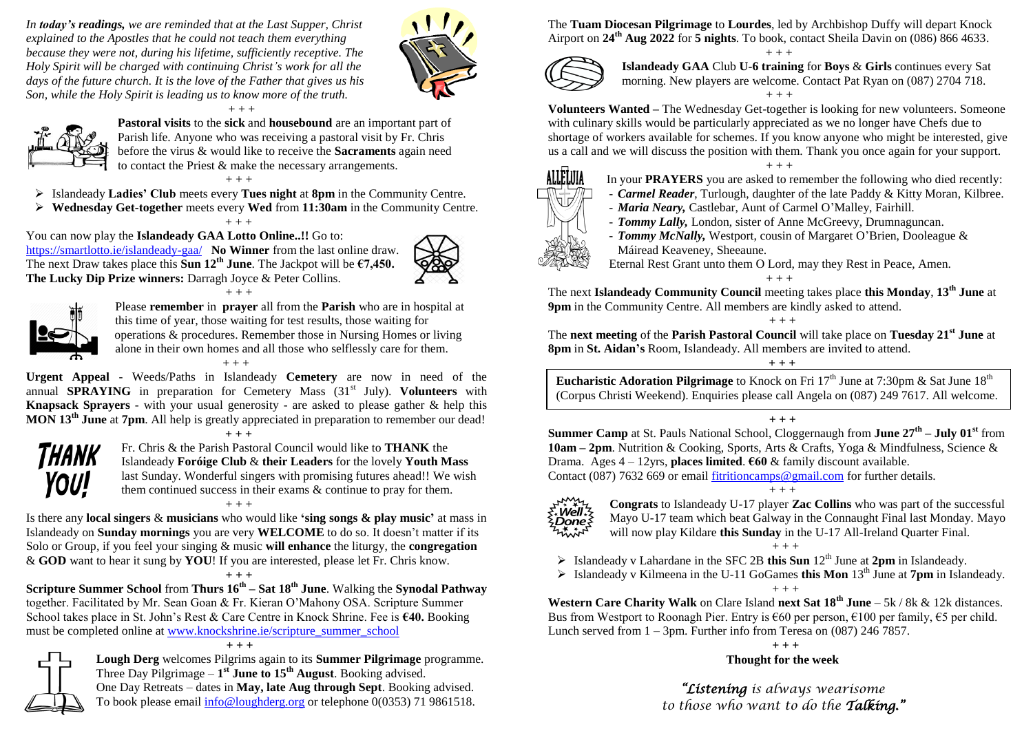*In **today's readings,** we are reminded that at the Last Supper, Christ explained to the Apostles that he could not teach them everything because they were not, during his lifetime, sufficiently receptive. The Holy Spirit will be charged with continuing Christ's work for all the days of the future church. It is the love of the Father that gives us his Son, while the Holy Spirit is leading us to know more of the truth.*

+ + +

**Pastoral visits** to the **sick** and **housebound** are an important part of Parish life. Anyone who was receiving a pastoral visit by Fr. Chris before the virus & would like to receive the **Sacraments** again need to contact the Priest & make the necessary arrangements.

+ + +

- Islandeady **Ladies' Club** meets every **Tues night** at **8pm** in the Community Centre.
- **Wednesday Get-together** meets every **Wed** from **11:30am** in the Community Centre.

+ + +

You can now play the **Islandeady GAA Lotto Online..!!** Go to: https://smartlotto.ie/islandeady-gaa/ **No Winner** from the last online draw. The next Draw takes place this **Sun 12th June**. The Jackpot will be **€7,450.** **The Lucky Dip Prize winners:** Darragh Joyce & Peter Collins.

+ + +

Please **remember** in **prayer** all from the **Parish** who are in hospital at this time of year, those waiting for test results, those waiting for operations & procedures. Remember those in Nursing Homes or living alone in their own homes and all those who selflessly care for them.

+ + +

**Urgent Appeal** - Weeds/Paths in Islandeady **Cemetery** are now in need of the annual **SPRAYING** in preparation for Cemetery Mass (31st July). **Volunteers** with **Knapsack Sprayers** - with your usual generosity - are asked to please gather & help this **MON 13th June** at **7pm**. All help is greatly appreciated in preparation to remember our dead!

+ + +

**THANK YOU!**

Fr. Chris & the Parish Pastoral Council would like to **THANK** the Islandeady **Foróige Club** & **their Leaders** for the lovely **Youth Mass** last Sunday. Wonderful singers with promising futures ahead!! We wish them continued success in their exams & continue to pray for them.

+ + +

Is there any **local singers** & **musicians** who would like **'sing songs & play music'** at mass in Islandeady on **Sunday mornings** you are very **WELCOME** to do so. It doesn't matter if its Solo or Group, if you feel your singing & music **will enhance** the liturgy, the **congregation** & **GOD** want to hear it sung by **YOU**! If you are interested, please let Fr. Chris know.

+ + +

**Scripture Summer School** from **Thurs 16th – Sat 18th June**. Walking the **Synodal Pathway** together. Facilitated by Mr. Sean Goan & Fr. Kieran O'Mahony OSA. Scripture Summer School takes place in St. John's Rest & Care Centre in Knock Shrine. Fee is **€40.** Booking must be completed online at www.knockshrine.ie/scripture_summer_school

+ + +

**Lough Derg** welcomes Pilgrims again to its **Summer Pilgrimage** programme.
Three Day Pilgrimage – **1st June to 15th August**. Booking advised.
One Day Retreats – dates in **May, late Aug through Sept**. Booking advised.
To book please email info@loughderg.org or telephone 0(0353) 71 9861518.

The **Tuam Diocesan Pilgrimage** to **Lourdes**, led by Archbishop Duffy will depart Knock Airport on **24th Aug 2022** for **5 nights**. To book, contact Sheila Davin on (086) 866 4633.

+ + +

**Islandeady GAA** Club **U-6 training** for **Boys** & **Girls** continues every Sat morning. New players are welcome. Contact Pat Ryan on (087) 2704 718.

+ + +

**Volunteers Wanted –** The Wednesday Get-together is looking for new volunteers. Someone with culinary skills would be particularly appreciated as we no longer have Chefs due to shortage of workers available for schemes. If you know anyone who might be interested, give us a call and we will discuss the position with them. Thank you once again for your support.

+ + +

In your **PRAYERS** you are asked to remember the following who died recently:

- ***Carmel Reader***, Turlough, daughter of the late Paddy & Kitty Moran, Kilbree.
- ***Maria Neary,*** Castlebar, Aunt of Carmel O'Malley, Fairhill.
- ***Tommy Lally,*** London, sister of Anne McGreevy, Drumnaguncan.
- ***Tommy McNally,*** Westport, cousin of Margaret O'Brien, Dooleague & Máiread Keaveney, Sheeaune.

Eternal Rest Grant unto them O Lord, may they Rest in Peace, Amen.

+ + +

The next **Islandeady Community Council** meeting takes place **this Monday**, **13th June** at **9pm** in the Community Centre. All members are kindly asked to attend.

+ + +

The **next meeting** of the **Parish Pastoral Council** will take place on **Tuesday 21st June** at **8pm** in **St. Aidan's** Room, Islandeady. All members are invited to attend.

+ + +

**Eucharistic Adoration Pilgrimage** to Knock on Fri 17th June at 7:30pm & Sat June 18th (Corpus Christi Weekend). Enquiries please call Angela on (087) 249 7617. All welcome.

+ + +

**Summer Camp** at St. Pauls National School, Cloggernaugh from **June 27th – July 01st** from **10am – 2pm**. Nutrition & Cooking, Sports, Arts & Crafts, Yoga & Mindfulness, Science & Drama. Ages 4 – 12yrs, **places limited**. **€60** & family discount available.
Contact (087) 7632 669 or email fitritioncamps@gmail.com for further details.

+ + +

**Congrats** to Islandeady U-17 player **Zac Collins** who was part of the successful Mayo U-17 team which beat Galway in the Connaught Final last Monday. Mayo will now play Kildare **this Sunday** in the U-17 All-Ireland Quarter Final.

+ + +

- Islandeady v Lahardane in the SFC 2B **this Sun** 12th June at **2pm** in Islandeady.
- Islandeady v Kilmeena in the U-11 GoGames **this Mon** 13th June at **7pm** in Islandeady.

+ + +

**Western Care Charity Walk** on Clare Island **next Sat 18th June** – 5k / 8k & 12k distances. Bus from Westport to Roonagh Pier. Entry is €60 per person, €100 per family, €5 per child. Lunch served from 1 – 3pm. Further info from Teresa on (087) 246 7857.

+ + +

**Thought for the week**

*"Listening is always wearisome to those who want to do the **Talking.**"*